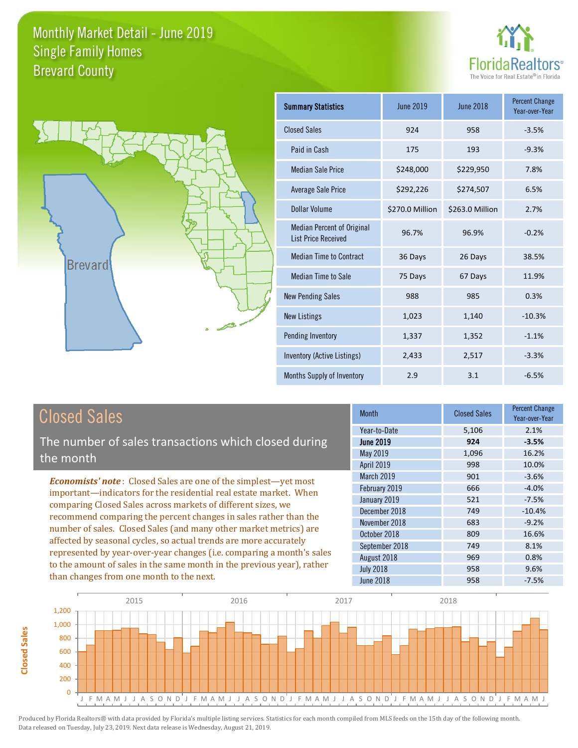# Monthly Market Detail - June 2019
## Single Family Homes
## Brevard County

FloridaRealtors®
The Voice for Real Estate® in Florida

| Summary Statistics | June 2019 | June 2018 | Percent Change Year-over-Year |
|---|---|---|---|
| Closed Sales | 924 | 958 | -3.5% |
| Paid in Cash | 175 | 193 | -9.3% |
| Median Sale Price | $248,000 | $229,950 | 7.8% |
| Average Sale Price | $292,226 | $274,507 | 6.5% |
| Dollar Volume | $270.0 Million | $263.0 Million | 2.7% |
| Median Percent of Original List Price Received | 96.7% | 96.9% | -0.2% |
| Median Time to Contract | 36 Days | 26 Days | 38.5% |
| Median Time to Sale | 75 Days | 67 Days | 11.9% |
| New Pending Sales | 988 | 985 | 0.3% |
| New Listings | 1,023 | 1,140 | -10.3% |
| Pending Inventory | 1,337 | 1,352 | -1.1% |
| Inventory (Active Listings) | 2,433 | 2,517 | -3.3% |
| Months Supply of Inventory | 2.9 | 3.1 | -6.5% |

## Closed Sales

The number of sales transactions which closed during the month

***Economists' note***: Closed Sales are one of the simplest—yet most important—indicators for the residential real estate market. When comparing Closed Sales across markets of different sizes, we recommend comparing the percent changes in sales rather than the number of sales. Closed Sales (and many other market metrics) are affected by seasonal cycles, so actual trends are more accurately represented by year-over-year changes (i.e. comparing a month's sales to the amount of sales in the same month in the previous year), rather than changes from one month to the next.

| Month | Closed Sales | Percent Change Year-over-Year |
|---|---|---|
| Year-to-Date | 5,106 | 2.1% |
| **June 2019** | **924** | **-3.5%** |
| May 2019 | 1,096 | 16.2% |
| April 2019 | 998 | 10.0% |
| March 2019 | 901 | -3.6% |
| February 2019 | 666 | -4.0% |
| January 2019 | 521 | -7.5% |
| December 2018 | 749 | -10.4% |
| November 2018 | 683 | -9.2% |
| October 2018 | 809 | 16.6% |
| September 2018 | 749 | 8.1% |
| August 2018 | 969 | 0.8% |
| July 2018 | 958 | 9.6% |
| June 2018 | 958 | -7.5% |

Produced by Florida Realtors® with data provided by Florida's multiple listing services. Statistics for each month compiled from MLS feeds on the 15th day of the following month. Data released on Tuesday, July 23, 2019. Next data release is Wednesday, August 21, 2019.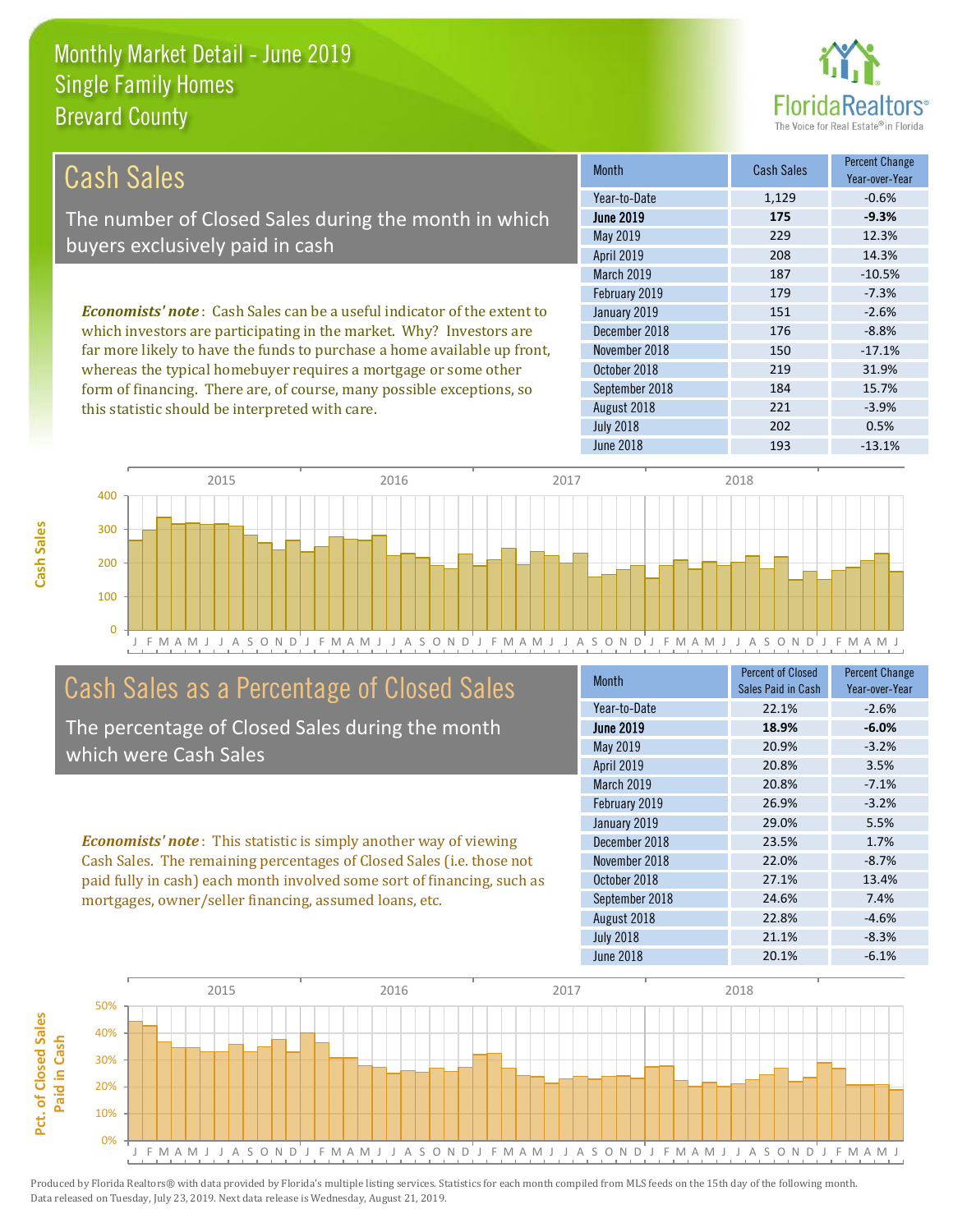# Monthly Market Detail - June 2019
## Single Family Homes
## Brevard County

## Cash Sales

The number of Closed Sales during the month in which buyers exclusively paid in cash

***Economists' note***: Cash Sales can be a useful indicator of the extent to which investors are participating in the market. Why? Investors are far more likely to have the funds to purchase a home available up front, whereas the typical homebuyer requires a mortgage or some other form of financing. There are, of course, many possible exceptions, so this statistic should be interpreted with care.

| Month | Cash Sales | Percent Change Year-over-Year |
|---|---|---|
| Year-to-Date | 1,129 | -0.6% |
| **June 2019** | **175** | **-9.3%** |
| May 2019 | 229 | 12.3% |
| April 2019 | 208 | 14.3% |
| March 2019 | 187 | -10.5% |
| February 2019 | 179 | -7.3% |
| January 2019 | 151 | -2.6% |
| December 2018 | 176 | -8.8% |
| November 2018 | 150 | -17.1% |
| October 2018 | 219 | 31.9% |
| September 2018 | 184 | 15.7% |
| August 2018 | 221 | -3.9% |
| July 2018 | 202 | 0.5% |
| June 2018 | 193 | -13.1% |

## Cash Sales as a Percentage of Closed Sales

The percentage of Closed Sales during the month which were Cash Sales

***Economists' note***: This statistic is simply another way of viewing Cash Sales. The remaining percentages of Closed Sales (i.e. those not paid fully in cash) each month involved some sort of financing, such as mortgages, owner/seller financing, assumed loans, etc.

| Month | Percent of Closed Sales Paid in Cash | Percent Change Year-over-Year |
|---|---|---|
| Year-to-Date | 22.1% | -2.6% |
| **June 2019** | **18.9%** | **-6.0%** |
| May 2019 | 20.9% | -3.2% |
| April 2019 | 20.8% | 3.5% |
| March 2019 | 20.8% | -7.1% |
| February 2019 | 26.9% | -3.2% |
| January 2019 | 29.0% | 5.5% |
| December 2018 | 23.5% | 1.7% |
| November 2018 | 22.0% | -8.7% |
| October 2018 | 27.1% | 13.4% |
| September 2018 | 24.6% | 7.4% |
| August 2018 | 22.8% | -4.6% |
| July 2018 | 21.1% | -8.3% |
| June 2018 | 20.1% | -6.1% |

Produced by Florida Realtors® with data provided by Florida's multiple listing services. Statistics for each month compiled from MLS feeds on the 15th day of the following month. Data released on Tuesday, July 23, 2019. Next data release is Wednesday, August 21, 2019.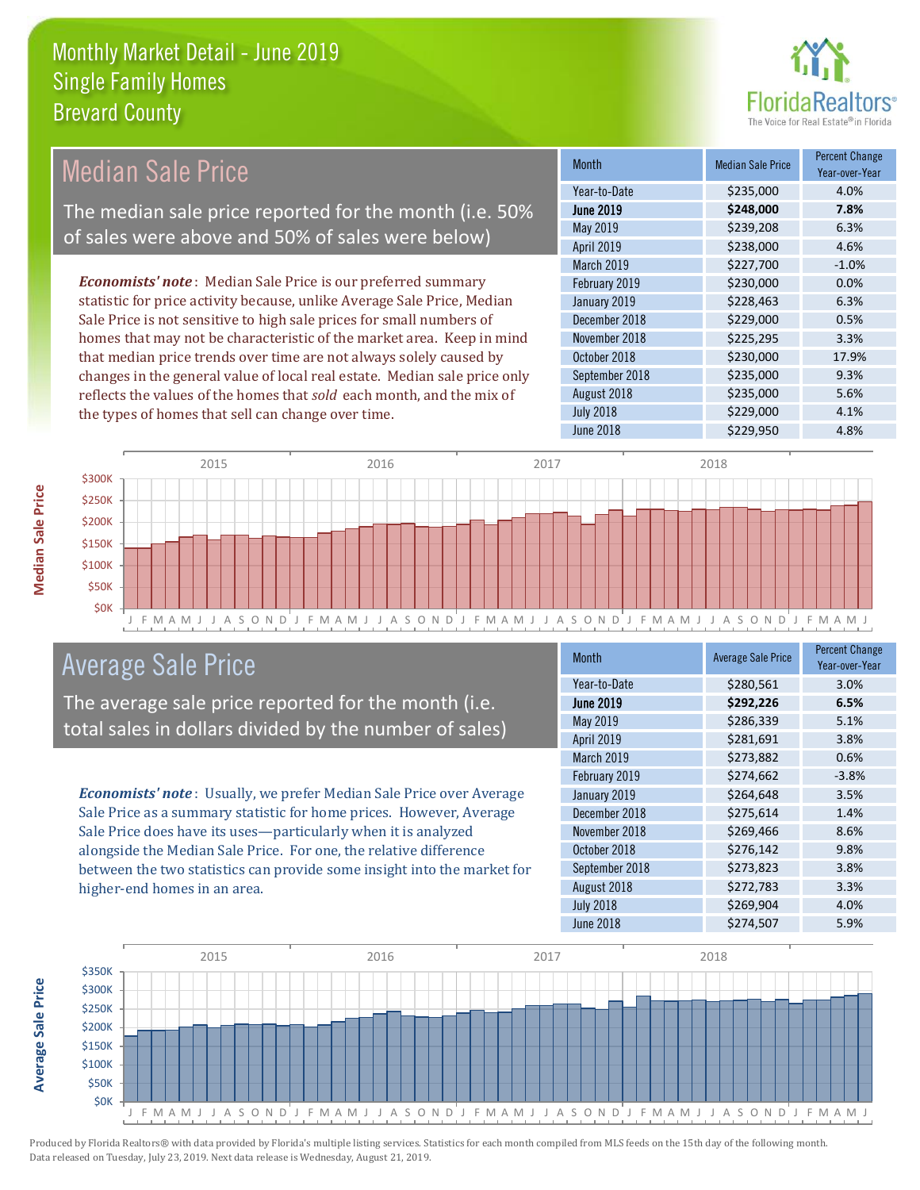# Monthly Market Detail - June 2019
## Single Family Homes
## Brevard County

## Median Sale Price

The median sale price reported for the month (i.e. 50% of sales were above and 50% of sales were below)

***Economists' note***: Median Sale Price is our preferred summary statistic for price activity because, unlike Average Sale Price, Median Sale Price is not sensitive to high sale prices for small numbers of homes that may not be characteristic of the market area. Keep in mind that median price trends over time are not always solely caused by changes in the general value of local real estate. Median sale price only reflects the values of the homes that *sold* each month, and the mix of the types of homes that sell can change over time.

| Month | Median Sale Price | Percent Change Year-over-Year |
|---|---|---|
| Year-to-Date | $235,000 | 4.0% |
| **June 2019** | **$248,000** | **7.8%** |
| May 2019 | $239,208 | 6.3% |
| April 2019 | $238,000 | 4.6% |
| March 2019 | $227,700 | -1.0% |
| February 2019 | $230,000 | 0.0% |
| January 2019 | $228,463 | 6.3% |
| December 2018 | $229,000 | 0.5% |
| November 2018 | $225,295 | 3.3% |
| October 2018 | $230,000 | 17.9% |
| September 2018 | $235,000 | 9.3% |
| August 2018 | $235,000 | 5.6% |
| July 2018 | $229,000 | 4.1% |
| June 2018 | $229,950 | 4.8% |

## Average Sale Price

The average sale price reported for the month (i.e. total sales in dollars divided by the number of sales)

***Economists' note***: Usually, we prefer Median Sale Price over Average Sale Price as a summary statistic for home prices. However, Average Sale Price does have its uses—particularly when it is analyzed alongside the Median Sale Price. For one, the relative difference between the two statistics can provide some insight into the market for higher-end homes in an area.

| Month | Average Sale Price | Percent Change Year-over-Year |
|---|---|---|
| Year-to-Date | $280,561 | 3.0% |
| **June 2019** | **$292,226** | **6.5%** |
| May 2019 | $286,339 | 5.1% |
| April 2019 | $281,691 | 3.8% |
| March 2019 | $273,882 | 0.6% |
| February 2019 | $274,662 | -3.8% |
| January 2019 | $264,648 | 3.5% |
| December 2018 | $275,614 | 1.4% |
| November 2018 | $269,466 | 8.6% |
| October 2018 | $276,142 | 9.8% |
| September 2018 | $273,823 | 3.8% |
| August 2018 | $272,783 | 3.3% |
| July 2018 | $269,904 | 4.0% |
| June 2018 | $274,507 | 5.9% |

Produced by Florida Realtors® with data provided by Florida's multiple listing services. Statistics for each month compiled from MLS feeds on the 15th day of the following month. Data released on Tuesday, July 23, 2019. Next data release is Wednesday, August 21, 2019.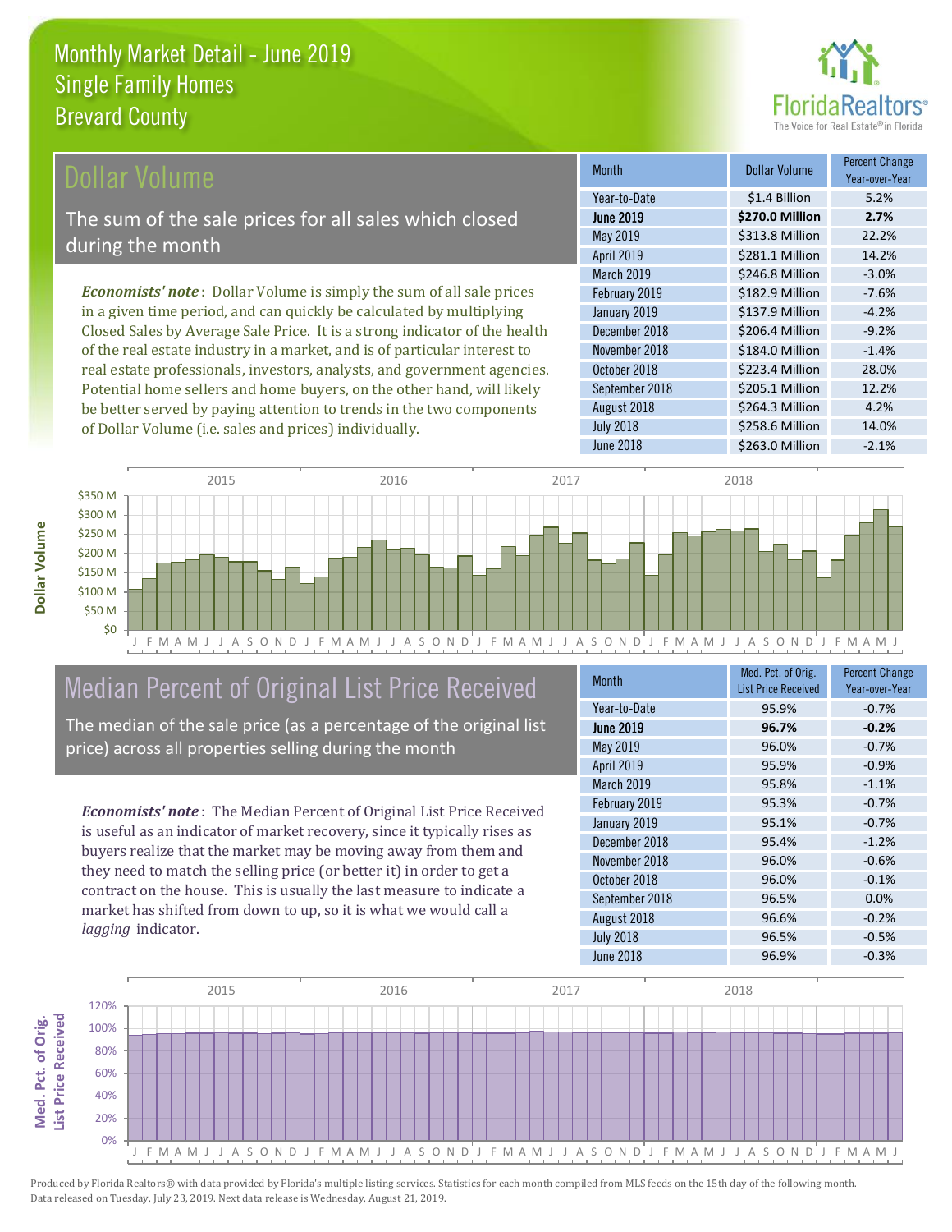# Monthly Market Detail - June 2019
## Single Family Homes
## Brevard County

## Dollar Volume

The sum of the sale prices for all sales which closed during the month

*Economists' note*: Dollar Volume is simply the sum of all sale prices in a given time period, and can quickly be calculated by multiplying Closed Sales by Average Sale Price. It is a strong indicator of the health of the real estate industry in a market, and is of particular interest to real estate professionals, investors, analysts, and government agencies. Potential home sellers and home buyers, on the other hand, will likely be better served by paying attention to trends in the two components of Dollar Volume (i.e. sales and prices) individually.

| Month | Dollar Volume | Percent Change Year-over-Year |
|---|---|---|
| Year-to-Date | $1.4 Billion | 5.2% |
| **June 2019** | **$270.0 Million** | **2.7%** |
| May 2019 | $313.8 Million | 22.2% |
| April 2019 | $281.1 Million | 14.2% |
| March 2019 | $246.8 Million | -3.0% |
| February 2019 | $182.9 Million | -7.6% |
| January 2019 | $137.9 Million | -4.2% |
| December 2018 | $206.4 Million | -9.2% |
| November 2018 | $184.0 Million | -1.4% |
| October 2018 | $223.4 Million | 28.0% |
| September 2018 | $205.1 Million | 12.2% |
| August 2018 | $264.3 Million | 4.2% |
| July 2018 | $258.6 Million | 14.0% |
| June 2018 | $263.0 Million | -2.1% |

## Median Percent of Original List Price Received

The median of the sale price (as a percentage of the original list price) across all properties selling during the month

*Economists' note*: The Median Percent of Original List Price Received is useful as an indicator of market recovery, since it typically rises as buyers realize that the market may be moving away from them and they need to match the selling price (or better it) in order to get a contract on the house. This is usually the last measure to indicate a market has shifted from down to up, so it is what we would call a *lagging* indicator.

| Month | Med. Pct. of Orig. List Price Received | Percent Change Year-over-Year |
|---|---|---|
| Year-to-Date | 95.9% | -0.7% |
| **June 2019** | **96.7%** | **-0.2%** |
| May 2019 | 96.0% | -0.7% |
| April 2019 | 95.9% | -0.9% |
| March 2019 | 95.8% | -1.1% |
| February 2019 | 95.3% | -0.7% |
| January 2019 | 95.1% | -0.7% |
| December 2018 | 95.4% | -1.2% |
| November 2018 | 96.0% | -0.6% |
| October 2018 | 96.0% | -0.1% |
| September 2018 | 96.5% | 0.0% |
| August 2018 | 96.6% | -0.2% |
| July 2018 | 96.5% | -0.5% |
| June 2018 | 96.9% | -0.3% |

Produced by Florida Realtors® with data provided by Florida's multiple listing services. Statistics for each month compiled from MLS feeds on the 15th day of the following month. Data released on Tuesday, July 23, 2019. Next data release is Wednesday, August 21, 2019.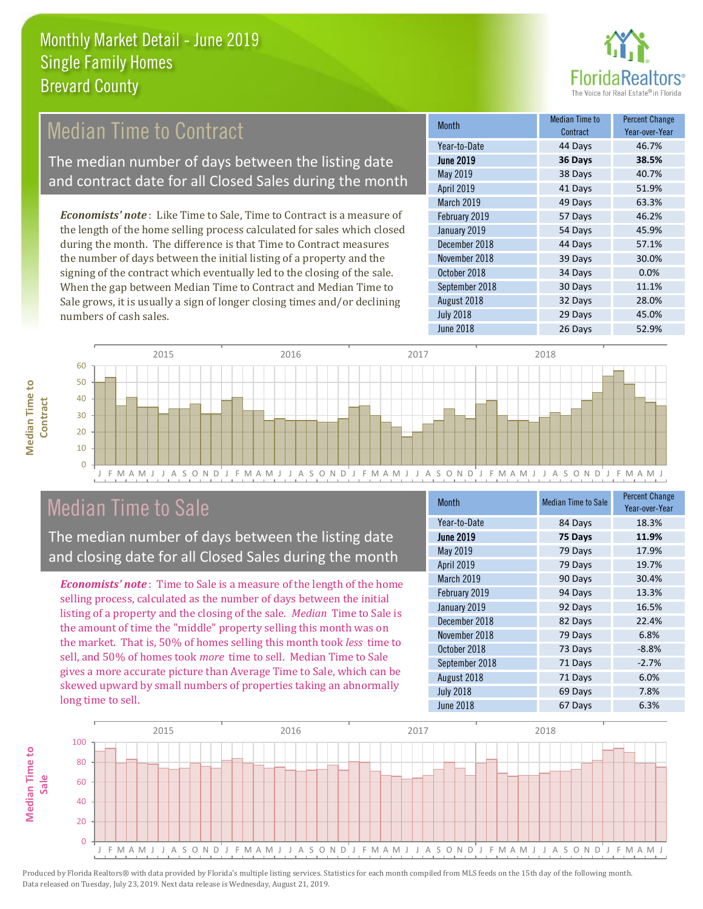# Monthly Market Detail - June 2019
## Single Family Homes
## Brevard County

## Median Time to Contract

The median number of days between the listing date and contract date for all Closed Sales during the month

*Economists' note*: Like Time to Sale, Time to Contract is a measure of the length of the home selling process calculated for sales which closed during the month. The difference is that Time to Contract measures the number of days between the initial listing of a property and the signing of the contract which eventually led to the closing of the sale. When the gap between Median Time to Contract and Median Time to Sale grows, it is usually a sign of longer closing times and/or declining numbers of cash sales.

| Month | Median Time to Contract | Percent Change Year-over-Year |
|---|---|---|
| Year-to-Date | 44 Days | 46.7% |
| **June 2019** | **36 Days** | **38.5%** |
| May 2019 | 38 Days | 40.7% |
| April 2019 | 41 Days | 51.9% |
| March 2019 | 49 Days | 63.3% |
| February 2019 | 57 Days | 46.2% |
| January 2019 | 54 Days | 45.9% |
| December 2018 | 44 Days | 57.1% |
| November 2018 | 39 Days | 30.0% |
| October 2018 | 34 Days | 0.0% |
| September 2018 | 30 Days | 11.1% |
| August 2018 | 32 Days | 28.0% |
| July 2018 | 29 Days | 45.0% |
| June 2018 | 26 Days | 52.9% |

## Median Time to Sale

The median number of days between the listing date and closing date for all Closed Sales during the month

*Economists' note*: Time to Sale is a measure of the length of the home selling process, calculated as the number of days between the initial listing of a property and the closing of the sale. *Median* Time to Sale is the amount of time the "middle" property selling this month was on the market. That is, 50% of homes selling this month took *less* time to sell, and 50% of homes took *more* time to sell. Median Time to Sale gives a more accurate picture than Average Time to Sale, which can be skewed upward by small numbers of properties taking an abnormally long time to sell.

| Month | Median Time to Sale | Percent Change Year-over-Year |
|---|---|---|
| Year-to-Date | 84 Days | 18.3% |
| **June 2019** | **75 Days** | **11.9%** |
| May 2019 | 79 Days | 17.9% |
| April 2019 | 79 Days | 19.7% |
| March 2019 | 90 Days | 30.4% |
| February 2019 | 94 Days | 13.3% |
| January 2019 | 92 Days | 16.5% |
| December 2018 | 82 Days | 22.4% |
| November 2018 | 79 Days | 6.8% |
| October 2018 | 73 Days | -8.8% |
| September 2018 | 71 Days | -2.7% |
| August 2018 | 71 Days | 6.0% |
| July 2018 | 69 Days | 7.8% |
| June 2018 | 67 Days | 6.3% |

Produced by Florida Realtors® with data provided by Florida's multiple listing services. Statistics for each month compiled from MLS feeds on the 15th day of the following month. Data released on Tuesday, July 23, 2019. Next data release is Wednesday, August 21, 2019.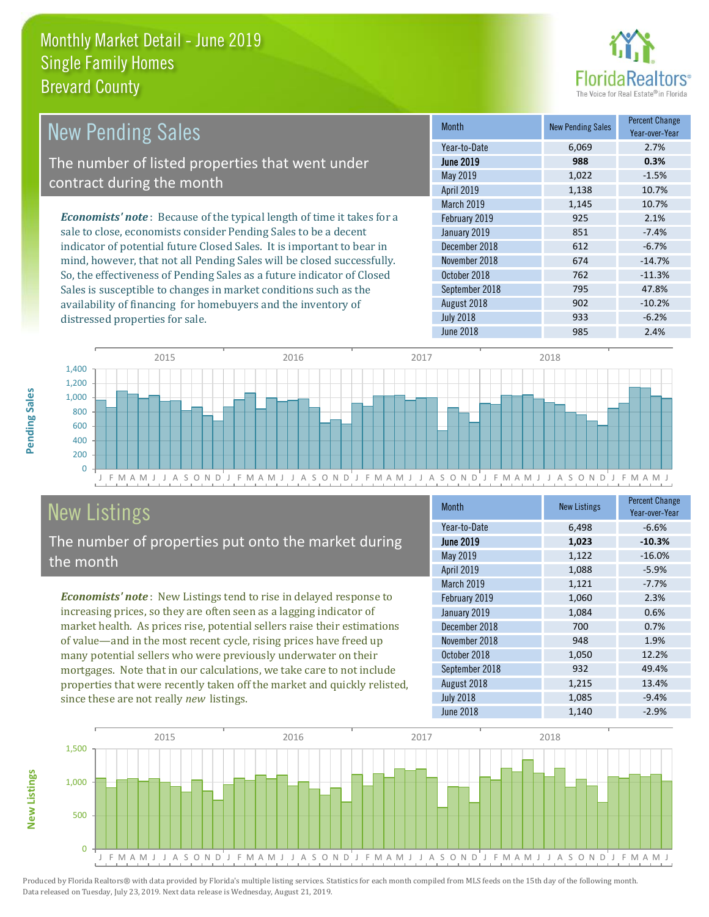# Monthly Market Detail - June 2019
## Single Family Homes
## Brevard County

## New Pending Sales

The number of listed properties that went under contract during the month

*Economists' note*: Because of the typical length of time it takes for a sale to close, economists consider Pending Sales to be a decent indicator of potential future Closed Sales. It is important to bear in mind, however, that not all Pending Sales will be closed successfully. So, the effectiveness of Pending Sales as a future indicator of Closed Sales is susceptible to changes in market conditions such as the availability of financing for homebuyers and the inventory of distressed properties for sale.

| Month | New Pending Sales | Percent Change Year-over-Year |
|---|---|---|
| Year-to-Date | 6,069 | 2.7% |
| **June 2019** | **988** | **0.3%** |
| May 2019 | 1,022 | -1.5% |
| April 2019 | 1,138 | 10.7% |
| March 2019 | 1,145 | 10.7% |
| February 2019 | 925 | 2.1% |
| January 2019 | 851 | -7.4% |
| December 2018 | 612 | -6.7% |
| November 2018 | 674 | -14.7% |
| October 2018 | 762 | -11.3% |
| September 2018 | 795 | 47.8% |
| August 2018 | 902 | -10.2% |
| July 2018 | 933 | -6.2% |
| June 2018 | 985 | 2.4% |

## New Listings

The number of properties put onto the market during the month

*Economists' note*: New Listings tend to rise in delayed response to increasing prices, so they are often seen as a lagging indicator of market health. As prices rise, potential sellers raise their estimations of value—and in the most recent cycle, rising prices have freed up many potential sellers who were previously underwater on their mortgages. Note that in our calculations, we take care to not include properties that were recently taken off the market and quickly relisted, since these are not really *new* listings.

| Month | New Listings | Percent Change Year-over-Year |
|---|---|---|
| Year-to-Date | 6,498 | -6.6% |
| **June 2019** | **1,023** | **-10.3%** |
| May 2019 | 1,122 | -16.0% |
| April 2019 | 1,088 | -5.9% |
| March 2019 | 1,121 | -7.7% |
| February 2019 | 1,060 | 2.3% |
| January 2019 | 1,084 | 0.6% |
| December 2018 | 700 | 0.7% |
| November 2018 | 948 | 1.9% |
| October 2018 | 1,050 | 12.2% |
| September 2018 | 932 | 49.4% |
| August 2018 | 1,215 | 13.4% |
| July 2018 | 1,085 | -9.4% |
| June 2018 | 1,140 | -2.9% |

Produced by Florida Realtors® with data provided by Florida's multiple listing services. Statistics for each month compiled from MLS feeds on the 15th day of the following month. Data released on Tuesday, July 23, 2019. Next data release is Wednesday, August 21, 2019.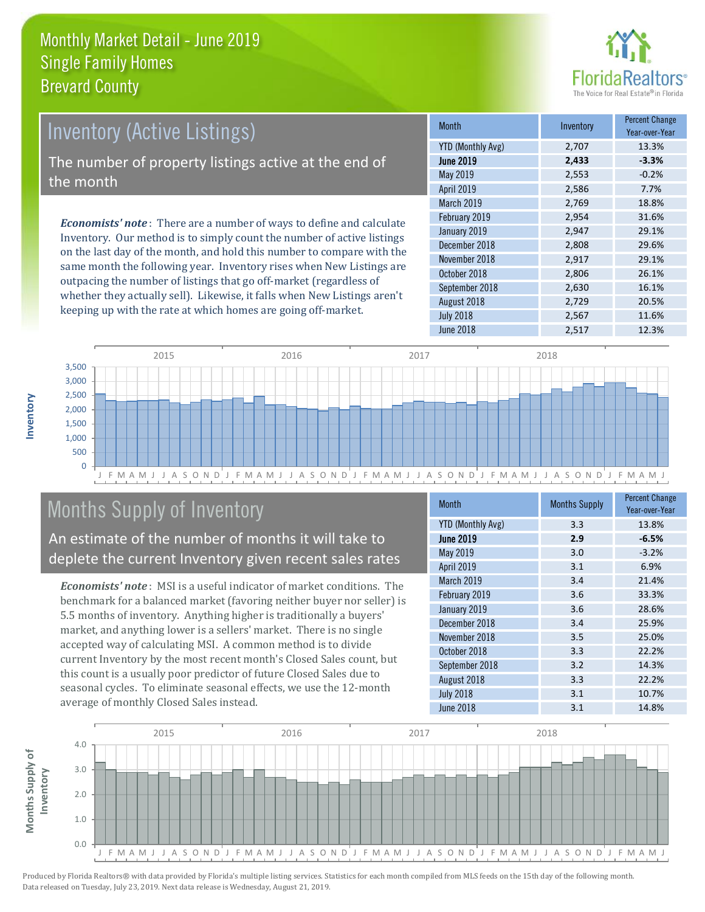# Monthly Market Detail - June 2019
## Single Family Homes
## Brevard County

## Inventory (Active Listings)

The number of property listings active at the end of the month

*Economists' note*: There are a number of ways to define and calculate Inventory. Our method is to simply count the number of active listings on the last day of the month, and hold this number to compare with the same month the following year. Inventory rises when New Listings are outpacing the number of listings that go off-market (regardless of whether they actually sell). Likewise, it falls when New Listings aren't keeping up with the rate at which homes are going off-market.

| Month | Inventory | Percent Change Year-over-Year |
|---|---|---|
| YTD (Monthly Avg) | 2,707 | 13.3% |
| **June 2019** | **2,433** | **-3.3%** |
| May 2019 | 2,553 | -0.2% |
| April 2019 | 2,586 | 7.7% |
| March 2019 | 2,769 | 18.8% |
| February 2019 | 2,954 | 31.6% |
| January 2019 | 2,947 | 29.1% |
| December 2018 | 2,808 | 29.6% |
| November 2018 | 2,917 | 29.1% |
| October 2018 | 2,806 | 26.1% |
| September 2018 | 2,630 | 16.1% |
| August 2018 | 2,729 | 20.5% |
| July 2018 | 2,567 | 11.6% |
| June 2018 | 2,517 | 12.3% |

## Months Supply of Inventory

An estimate of the number of months it will take to deplete the current Inventory given recent sales rates

*Economists' note*: MSI is a useful indicator of market conditions. The benchmark for a balanced market (favoring neither buyer nor seller) is 5.5 months of inventory. Anything higher is traditionally a buyers' market, and anything lower is a sellers' market. There is no single accepted way of calculating MSI. A common method is to divide current Inventory by the most recent month's Closed Sales count, but this count is a usually poor predictor of future Closed Sales due to seasonal cycles. To eliminate seasonal effects, we use the 12-month average of monthly Closed Sales instead.

| Month | Months Supply | Percent Change Year-over-Year |
|---|---|---|
| YTD (Monthly Avg) | 3.3 | 13.8% |
| **June 2019** | **2.9** | **-6.5%** |
| May 2019 | 3.0 | -3.2% |
| April 2019 | 3.1 | 6.9% |
| March 2019 | 3.4 | 21.4% |
| February 2019 | 3.6 | 33.3% |
| January 2019 | 3.6 | 28.6% |
| December 2018 | 3.4 | 25.9% |
| November 2018 | 3.5 | 25.0% |
| October 2018 | 3.3 | 22.2% |
| September 2018 | 3.2 | 14.3% |
| August 2018 | 3.3 | 22.2% |
| July 2018 | 3.1 | 10.7% |
| June 2018 | 3.1 | 14.8% |

Produced by Florida Realtors® with data provided by Florida's multiple listing services. Statistics for each month compiled from MLS feeds on the 15th day of the following month. Data released on Tuesday, July 23, 2019. Next data release is Wednesday, August 21, 2019.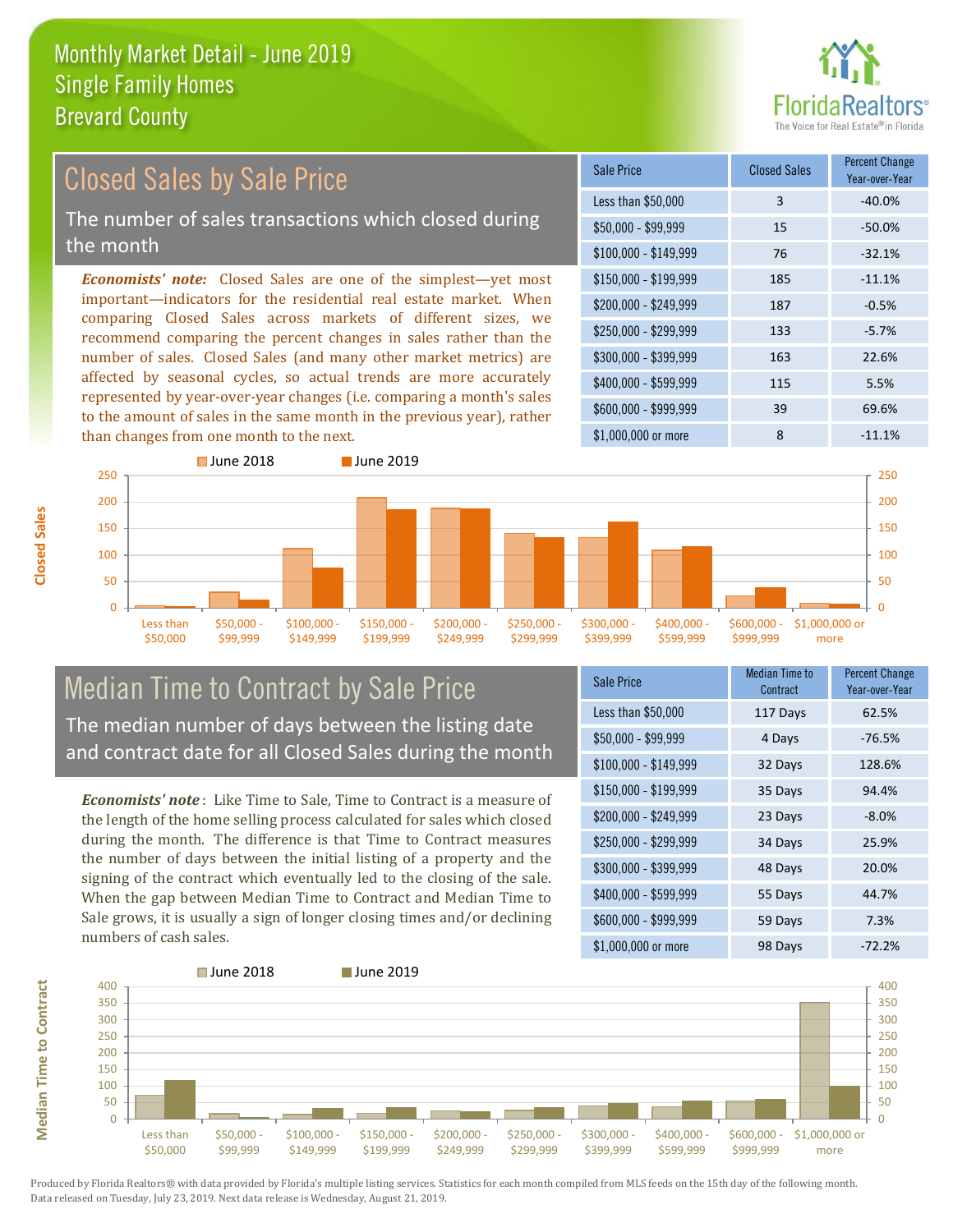# Monthly Market Detail - June 2019
## Single Family Homes
## Brevard County

## Closed Sales by Sale Price

The number of sales transactions which closed during the month

***Economists' note:*** Closed Sales are one of the simplest—yet most important—indicators for the residential real estate market. When comparing Closed Sales across markets of different sizes, we recommend comparing the percent changes in sales rather than the number of sales. Closed Sales (and many other market metrics) are affected by seasonal cycles, so actual trends are more accurately represented by year-over-year changes (i.e. comparing a month's sales to the amount of sales in the same month in the previous year), rather than changes from one month to the next.

| Sale Price | Closed Sales | Percent Change Year-over-Year |
|---|---|---|
| Less than $50,000 | 3 | -40.0% |
| $50,000 - $99,999 | 15 | -50.0% |
| $100,000 - $149,999 | 76 | -32.1% |
| $150,000 - $199,999 | 185 | -11.1% |
| $200,000 - $249,999 | 187 | -0.5% |
| $250,000 - $299,999 | 133 | -5.7% |
| $300,000 - $399,999 | 163 | 22.6% |
| $400,000 - $599,999 | 115 | 5.5% |
| $600,000 - $999,999 | 39 | 69.6% |
| $1,000,000 or more | 8 | -11.1% |

## Median Time to Contract by Sale Price

The median number of days between the listing date and contract date for all Closed Sales during the month

***Economists' note*** : Like Time to Sale, Time to Contract is a measure of the length of the home selling process calculated for sales which closed during the month. The difference is that Time to Contract measures the number of days between the initial listing of a property and the signing of the contract which eventually led to the closing of the sale. When the gap between Median Time to Contract and Median Time to Sale grows, it is usually a sign of longer closing times and/or declining numbers of cash sales.

| Sale Price | Median Time to Contract | Percent Change Year-over-Year |
|---|---|---|
| Less than $50,000 | 117 Days | 62.5% |
| $50,000 - $99,999 | 4 Days | -76.5% |
| $100,000 - $149,999 | 32 Days | 128.6% |
| $150,000 - $199,999 | 35 Days | 94.4% |
| $200,000 - $249,999 | 23 Days | -8.0% |
| $250,000 - $299,999 | 34 Days | 25.9% |
| $300,000 - $399,999 | 48 Days | 20.0% |
| $400,000 - $599,999 | 55 Days | 44.7% |
| $600,000 - $999,999 | 59 Days | 7.3% |
| $1,000,000 or more | 98 Days | -72.2% |

Produced by Florida Realtors® with data provided by Florida's multiple listing services. Statistics for each month compiled from MLS feeds on the 15th day of the following month. Data released on Tuesday, July 23, 2019. Next data release is Wednesday, August 21, 2019.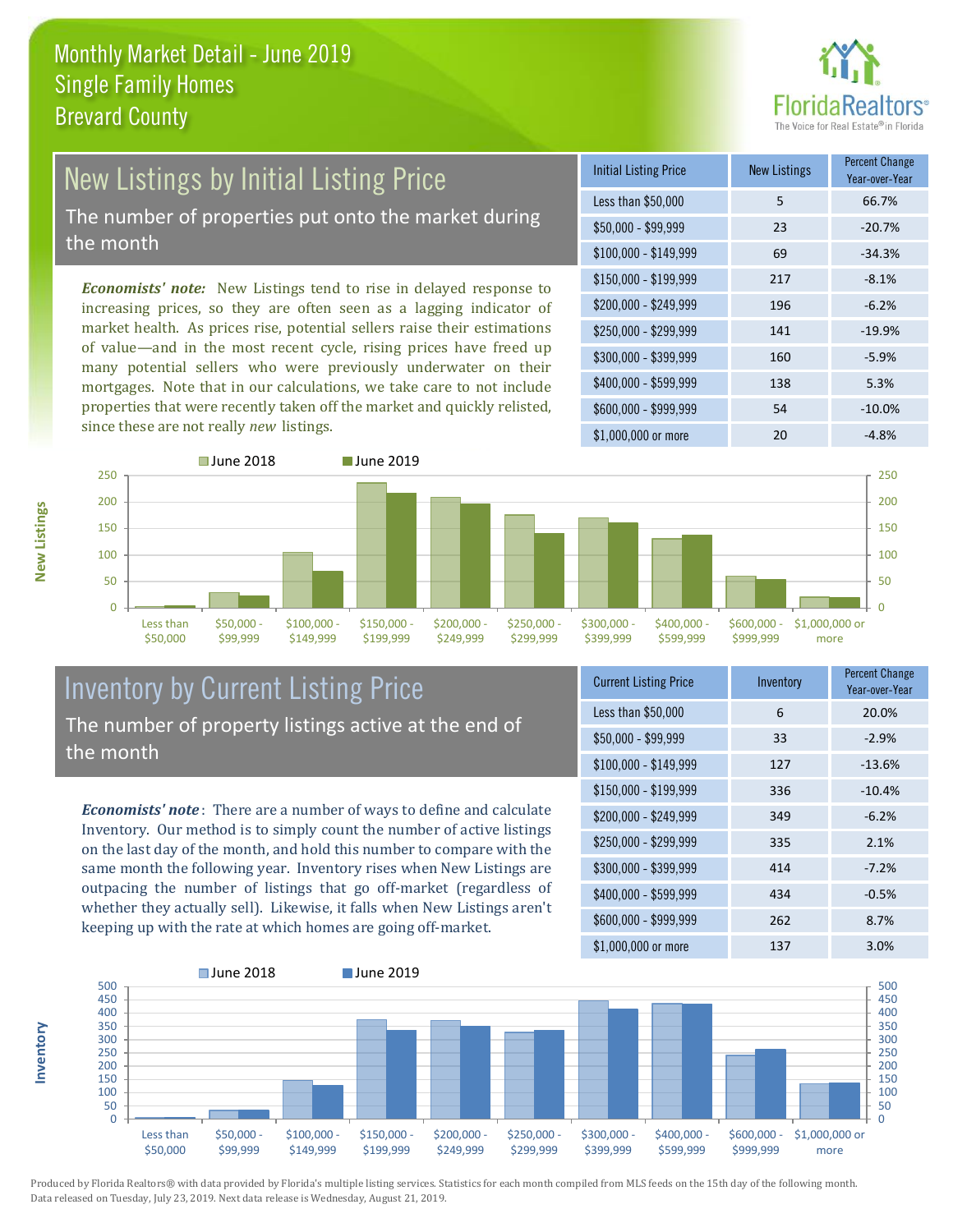# Monthly Market Detail - June 2019
## Single Family Homes
## Brevard County

## New Listings by Initial Listing Price

The number of properties put onto the market during the month

*Economists' note:* New Listings tend to rise in delayed response to increasing prices, so they are often seen as a lagging indicator of market health. As prices rise, potential sellers raise their estimations of value—and in the most recent cycle, rising prices have freed up many potential sellers who were previously underwater on their mortgages. Note that in our calculations, we take care to not include properties that were recently taken off the market and quickly relisted, since these are not really *new* listings.

| Initial Listing Price | New Listings | Percent Change Year-over-Year |
|---|---|---|
| Less than $50,000 | 5 | 66.7% |
| $50,000 - $99,999 | 23 | -20.7% |
| $100,000 - $149,999 | 69 | -34.3% |
| $150,000 - $199,999 | 217 | -8.1% |
| $200,000 - $249,999 | 196 | -6.2% |
| $250,000 - $299,999 | 141 | -19.9% |
| $300,000 - $399,999 | 160 | -5.9% |
| $400,000 - $599,999 | 138 | 5.3% |
| $600,000 - $999,999 | 54 | -10.0% |
| $1,000,000 or more | 20 | -4.8% |

## Inventory by Current Listing Price

The number of property listings active at the end of the month

*Economists' note*: There are a number of ways to define and calculate Inventory. Our method is to simply count the number of active listings on the last day of the month, and hold this number to compare with the same month the following year. Inventory rises when New Listings are outpacing the number of listings that go off-market (regardless of whether they actually sell). Likewise, it falls when New Listings aren't keeping up with the rate at which homes are going off-market.

| Current Listing Price | Inventory | Percent Change Year-over-Year |
|---|---|---|
| Less than $50,000 | 6 | 20.0% |
| $50,000 - $99,999 | 33 | -2.9% |
| $100,000 - $149,999 | 127 | -13.6% |
| $150,000 - $199,999 | 336 | -10.4% |
| $200,000 - $249,999 | 349 | -6.2% |
| $250,000 - $299,999 | 335 | 2.1% |
| $300,000 - $399,999 | 414 | -7.2% |
| $400,000 - $599,999 | 434 | -0.5% |
| $600,000 - $999,999 | 262 | 8.7% |
| $1,000,000 or more | 137 | 3.0% |

Produced by Florida Realtors® with data provided by Florida's multiple listing services. Statistics for each month compiled from MLS feeds on the 15th day of the following month. Data released on Tuesday, July 23, 2019. Next data release is Wednesday, August 21, 2019.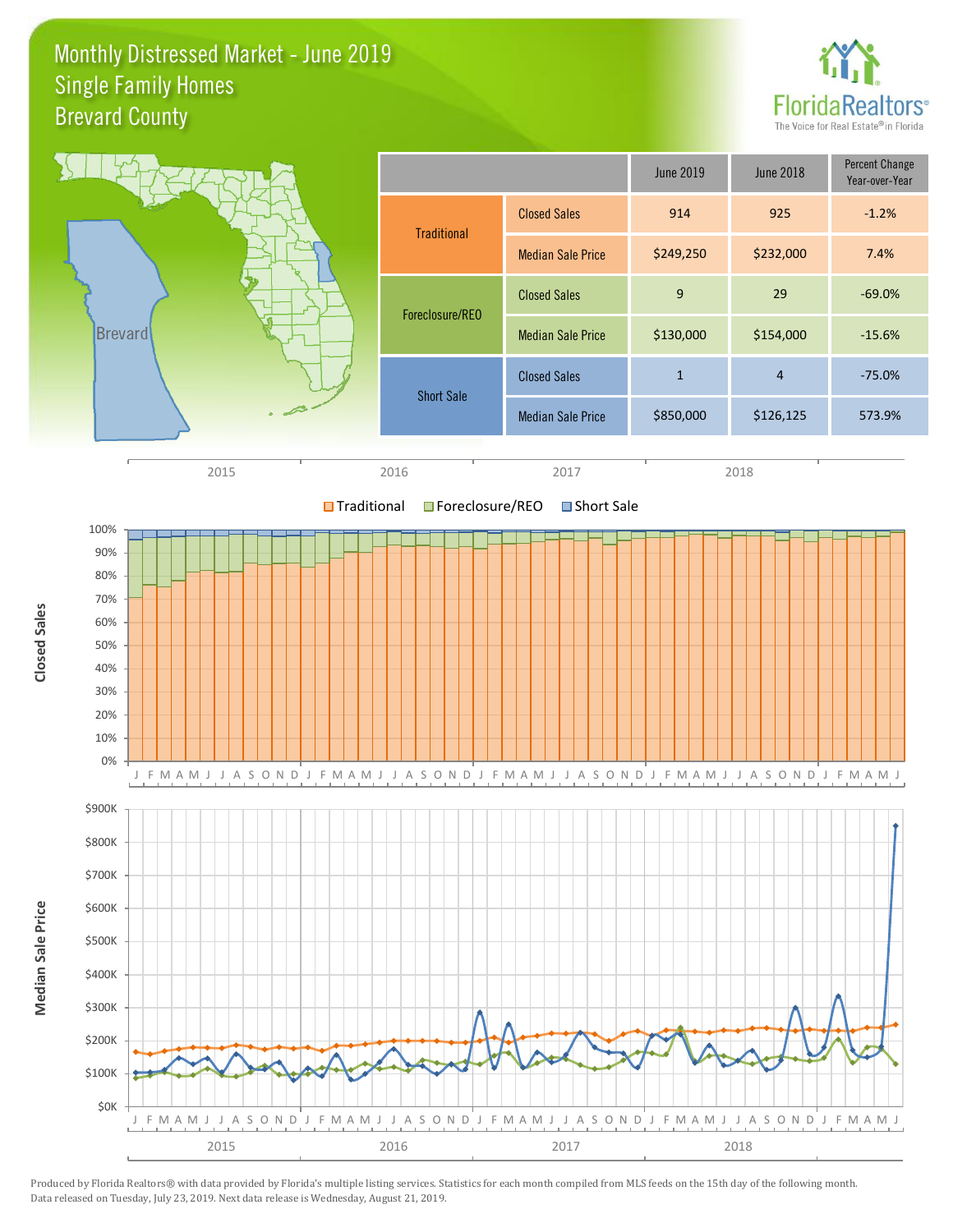# Monthly Distressed Market - June 2019
## Single Family Homes
## Brevard County

FloridaRealtors®
The Voice for Real Estate® in Florida

Brevard

| | | June 2019 | June 2018 | Percent Change Year-over-Year |
|---|---|---|---|---|
| Traditional | Closed Sales | 914 | 925 | -1.2% |
| | Median Sale Price | $249,250 | $232,000 | 7.4% |
| Foreclosure/REO | Closed Sales | 9 | 29 | -69.0% |
| | Median Sale Price | $130,000 | $154,000 | -15.6% |
| Short Sale | Closed Sales | 1 | 4 | -75.0% |
| | Median Sale Price | $850,000 | $126,125 | 573.9% |

2015 2016 2017 2018

Traditional Foreclosure/REO Short Sale

Closed Sales

100% 90% 80% 70% 60% 50% 40% 30% 20% 10% 0%

J F M A M J J A S O N D J F M A M J J A S O N D J F M A M J J A S O N D J F M A M J J A S O N D J F M A M J

Median Sale Price

$900K $800K $700K $600K $500K $400K $300K $200K $100K $0K

J F M A M J J A S O N D J F M A M J J A S O N D J F M A M J J A S O N D J F M A M J J A S O N D J F M A M J

2015 2016 2017 2018

Produced by Florida Realtors® with data provided by Florida's multiple listing services. Statistics for each month compiled from MLS feeds on the 15th day of the following month.
Data released on Tuesday, July 23, 2019. Next data release is Wednesday, August 21, 2019.